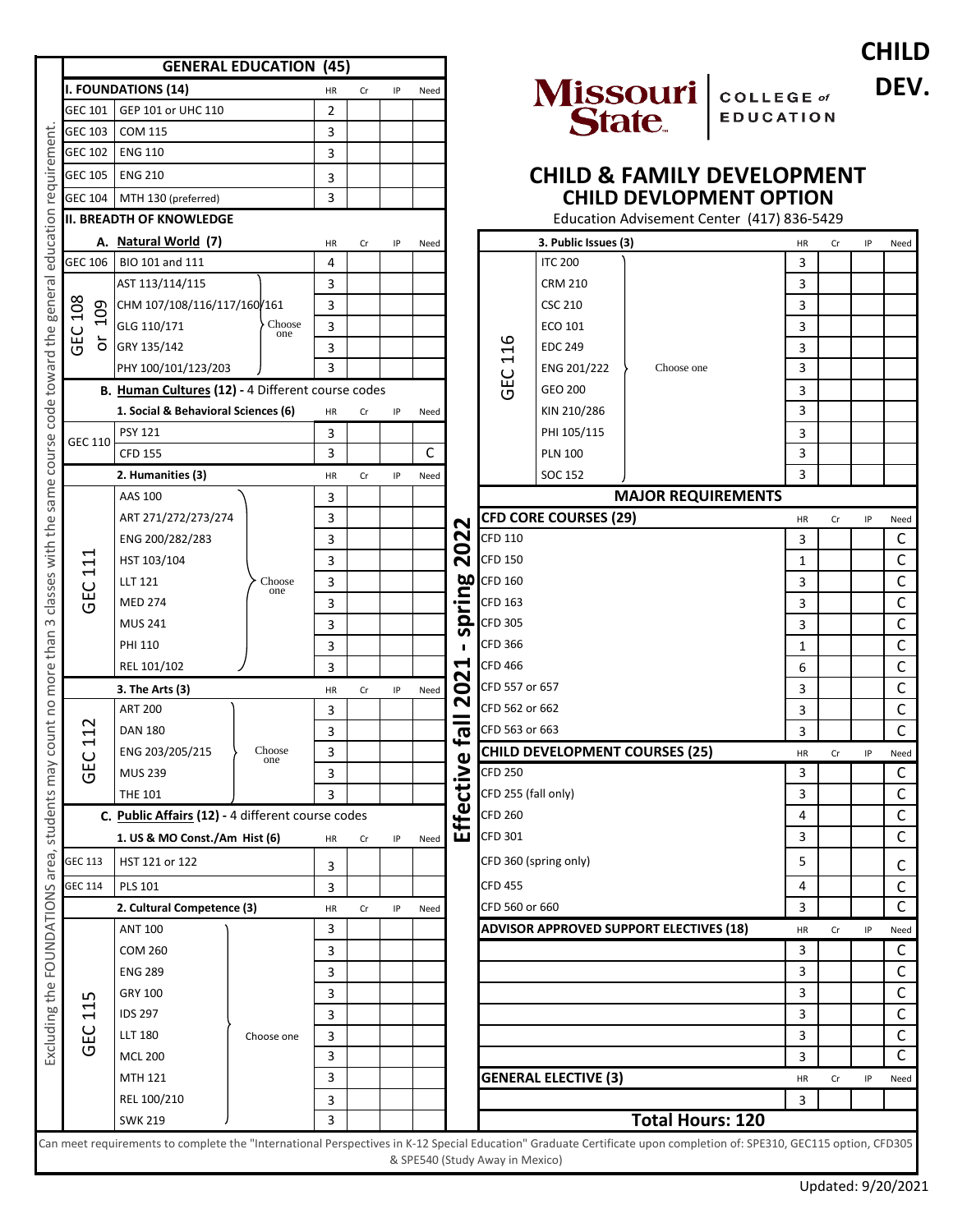# CHILD DEV.

Missouri State | COLLEGE of EDUCATION

## CHILD & FAMILY DEVELOPMENT
## CHILD DEVLOPMENT OPTION

Education Advisement Center (417) 836-5429

Excluding the FOUNDATIONS area, students may count no more than 3 classes with the same course code toward the general education requirement.

### GENERAL EDUCATION (45)

| I. FOUNDATIONS (14) | | HR | Cr | IP | Need |
|---|---|---|---|---|---|
| GEC 101 | GEP 101 or UHC 110 | 2 | | | |
| GEC 103 | COM 115 | 3 | | | |
| GEC 102 | ENG 110 | 3 | | | |
| GEC 105 | ENG 210 | 3 | | | |
| GEC 104 | MTH 130 (preferred) | 3 | | | |

**II. BREADTH OF KNOWLEDGE**

| A. Natural World (7) | | HR | Cr | IP | Need |
|---|---|---|---|---|---|
| GEC 106 | BIO 101 and 111 | 4 | | | |
| GEC 108 or 109 (Choose one) | AST 113/114/115 | 3 | | | |
| | CHM 107/108/116/117/160/161 | 3 | | | |
| | GLG 110/171 | 3 | | | |
| | GRY 135/142 | 3 | | | |
| | PHY 100/101/123/203 | 3 | | | |

**B. Human Cultures (12) - 4 Different course codes**

| 1. Social & Behavioral Sciences (6) | | HR | Cr | IP | Need |
|---|---|---|---|---|---|
| GEC 110 | PSY 121 | 3 | | | |
| | CFD 155 | 3 | | | C |

| 2. Humanities (3) | | HR | Cr | IP | Need |
|---|---|---|---|---|---|
| GEC 111 (Choose one) | AAS 100 | 3 | | | |
| | ART 271/272/273/274 | 3 | | | |
| | ENG 200/282/283 | 3 | | | |
| | HST 103/104 | 3 | | | |
| | LLT 121 | 3 | | | |
| | MED 274 | 3 | | | |
| | MUS 241 | 3 | | | |
| | PHI 110 | 3 | | | |
| | REL 101/102 | 3 | | | |

| 3. The Arts (3) | | HR | Cr | IP | Need |
|---|---|---|---|---|---|
| GEC 112 (Choose one) | ART 200 | 3 | | | |
| | DAN 180 | 3 | | | |
| | ENG 203/205/215 | 3 | | | |
| | MUS 239 | 3 | | | |
| | THE 101 | 3 | | | |

**C. Public Affairs (12) - 4 different course codes**

| 1. US & MO Const./Am Hist (6) | | HR | Cr | IP | Need |
|---|---|---|---|---|---|
| GEC 113 | HST 121 or 122 | 3 | | | |
| GEC 114 | PLS 101 | 3 | | | |

| 2. Cultural Competence (3) | | HR | Cr | IP | Need |
|---|---|---|---|---|---|
| GEC 115 (Choose one) | ANT 100 | 3 | | | |
| | COM 260 | 3 | | | |
| | ENG 289 | 3 | | | |
| | GRY 100 | 3 | | | |
| | IDS 297 | 3 | | | |
| | LLT 180 | 3 | | | |
| | MCL 200 | 3 | | | |
| | MTH 121 | 3 | | | |
| | REL 100/210 | 3 | | | |
| | SWK 219 | 3 | | | |

| 3. Public Issues (3) | | HR | Cr | IP | Need |
|---|---|---|---|---|---|
| GEC 116 (Choose one) | ITC 200 | 3 | | | |
| | CRM 210 | 3 | | | |
| | CSC 210 | 3 | | | |
| | ECO 101 | 3 | | | |
| | EDC 249 | 3 | | | |
| | ENG 201/222 | 3 | | | |
| | GEO 200 | 3 | | | |
| | KIN 210/286 | 3 | | | |
| | PHI 105/115 | 3 | | | |
| | PLN 100 | 3 | | | |
| | SOC 152 | 3 | | | |

### MAJOR REQUIREMENTS

**Effective fall 2021 - spring 2022**

| CFD CORE COURSES (29) | HR | Cr | IP | Need |
|---|---|---|---|---|
| CFD 110 | 3 | | | C |
| CFD 150 | 1 | | | C |
| CFD 160 | 3 | | | C |
| CFD 163 | 3 | | | C |
| CFD 305 | 3 | | | C |
| CFD 366 | 1 | | | C |
| CFD 466 | 6 | | | C |
| CFD 557 or 657 | 3 | | | C |
| CFD 562 or 662 | 3 | | | C |
| CFD 563 or 663 | 3 | | | C |

| CHILD DEVELOPMENT COURSES (25) | HR | Cr | IP | Need |
|---|---|---|---|---|
| CFD 250 | 3 | | | C |
| CFD 255 (fall only) | 3 | | | C |
| CFD 260 | 4 | | | C |
| CFD 301 | 3 | | | C |
| CFD 360 (spring only) | 5 | | | C |
| CFD 455 | 4 | | | C |
| CFD 560 or 660 | 3 | | | C |

| ADVISOR APPROVED SUPPORT ELECTIVES (18) | HR | Cr | IP | Need |
|---|---|---|---|---|
| | 3 | | | C |
| | 3 | | | C |
| | 3 | | | C |
| | 3 | | | C |
| | 3 | | | C |
| | 3 | | | C |

| GENERAL ELECTIVE (3) | HR | Cr | IP | Need |
|---|---|---|---|---|
| | 3 | | | |

**Total Hours: 120**

Can meet requirements to complete the "International Perspectives in K-12 Special Education" Graduate Certificate upon completion of: SPE310, GEC115 option, CFD305 & SPE540 (Study Away in Mexico)

Updated: 9/20/2021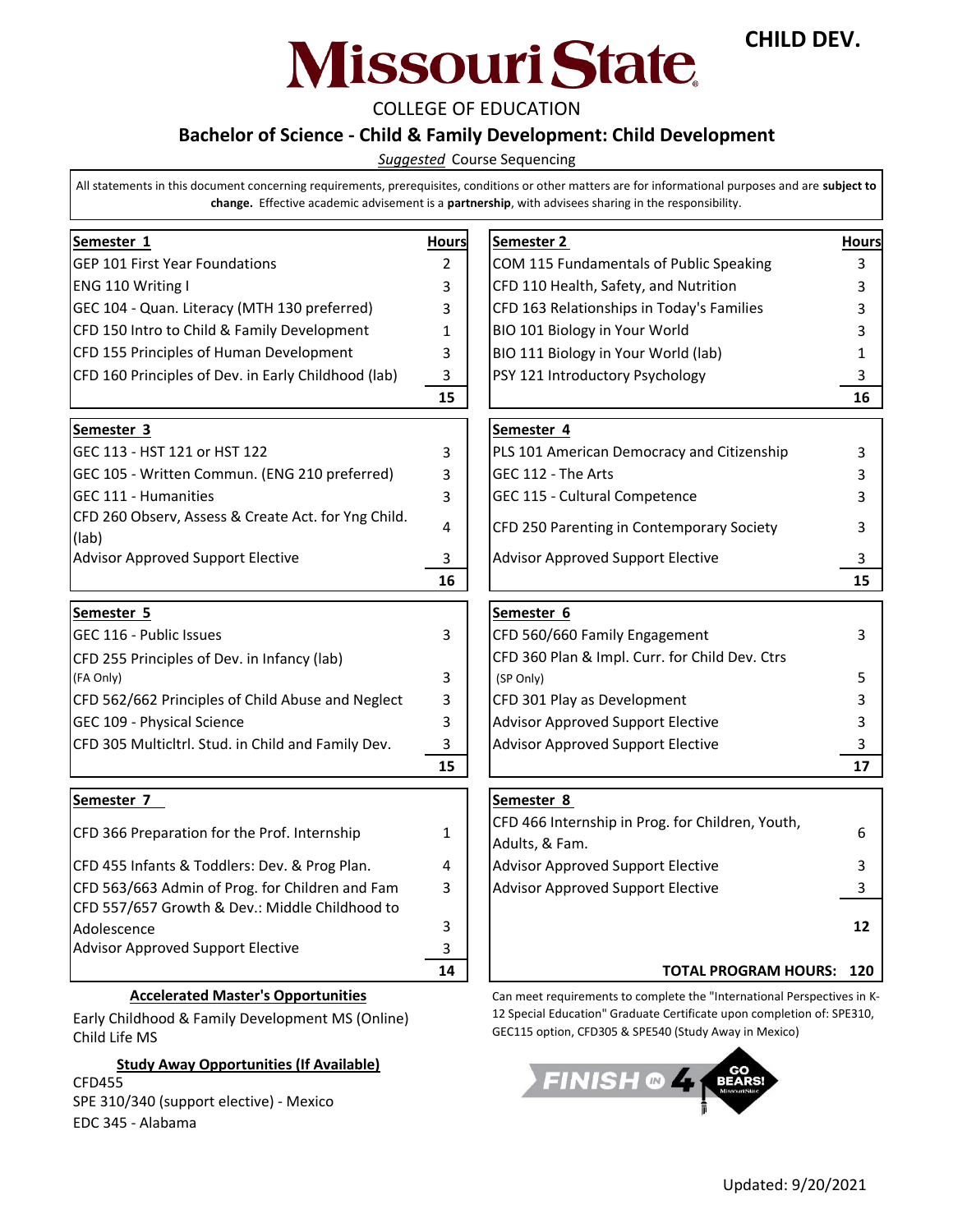CHILD DEV.

# Missouri State

COLLEGE OF EDUCATION

## Bachelor of Science - Child & Family Development: Child Development

*Suggested* Course Sequencing

All statements in this document concerning requirements, prerequisites, conditions or other matters are for informational purposes and are **subject to change.** Effective academic advisement is a **partnership**, with advisees sharing in the responsibility.

| Semester 1 | Hours | Semester 2 | Hours |
|---|---|---|---|
| GEP 101 First Year Foundations | 2 | COM 115 Fundamentals of Public Speaking | 3 |
| ENG 110 Writing I | 3 | CFD 110 Health, Safety, and Nutrition | 3 |
| GEC 104 - Quan. Literacy (MTH 130 preferred) | 3 | CFD 163 Relationships in Today's Families | 3 |
| CFD 150 Intro to Child & Family Development | 1 | BIO 101 Biology in Your World | 3 |
| CFD 155 Principles of Human Development | 3 | BIO 111 Biology in Your World (lab) | 1 |
| CFD 160 Principles of Dev. in Early Childhood (lab) | 3 | PSY 121 Introductory Psychology | 3 |
| | 15 | | 16 |

| Semester 3 | | Semester 4 | |
|---|---|---|---|
| GEC 113 - HST 121 or HST 122 | 3 | PLS 101 American Democracy and Citizenship | 3 |
| GEC 105 - Written Commun. (ENG 210 preferred) | 3 | GEC 112 - The Arts | 3 |
| GEC 111 - Humanities | 3 | GEC 115 - Cultural Competence | 3 |
| CFD 260 Observ, Assess & Create Act. for Yng Child. (lab) | 4 | CFD 250 Parenting in Contemporary Society | 3 |
| Advisor Approved Support Elective | 3 | Advisor Approved Support Elective | 3 |
| | 16 | | 15 |

| Semester 5 | | Semester 6 | |
|---|---|---|---|
| GEC 116 - Public Issues | 3 | CFD 560/660 Family Engagement | 3 |
| CFD 255 Principles of Dev. in Infancy (lab) (FA Only) | 3 | CFD 360 Plan & Impl. Curr. for Child Dev. Ctrs (SP Only) | 5 |
| CFD 562/662 Principles of Child Abuse and Neglect | 3 | CFD 301 Play as Development | 3 |
| GEC 109 - Physical Science | 3 | Advisor Approved Support Elective | 3 |
| CFD 305 Multicltrl. Stud. in Child and Family Dev. | 3 | Advisor Approved Support Elective | 3 |
| | 15 | | 17 |

| Semester 7 | | Semester 8 | |
|---|---|---|---|
| CFD 366 Preparation for the Prof. Internship | 1 | CFD 466 Internship in Prog. for Children, Youth, Adults, & Fam. | 6 |
| CFD 455 Infants & Toddlers: Dev. & Prog Plan. | 4 | Advisor Approved Support Elective | 3 |
| CFD 563/663 Admin of Prog. for Children and Fam | 3 | Advisor Approved Support Elective | 3 |
| CFD 557/657 Growth & Dev.: Middle Childhood to Adolescence | 3 | | 12 |
| Advisor Approved Support Elective | 3 | | |
| | 14 | **TOTAL PROGRAM HOURS:** | **120** |

**Accelerated Master's Opportunities**

Early Childhood & Family Development MS (Online)
Child Life MS

**Study Away Opportunities (If Available)**

CFD455
SPE 310/340 (support elective) - Mexico
EDC 345 - Alabama

Can meet requirements to complete the "International Perspectives in K-12 Special Education" Graduate Certificate upon completion of: SPE310, GEC115 option, CFD305 & SPE540 (Study Away in Mexico)

FINISH IN 4 GO BEARS!

Updated: 9/20/2021